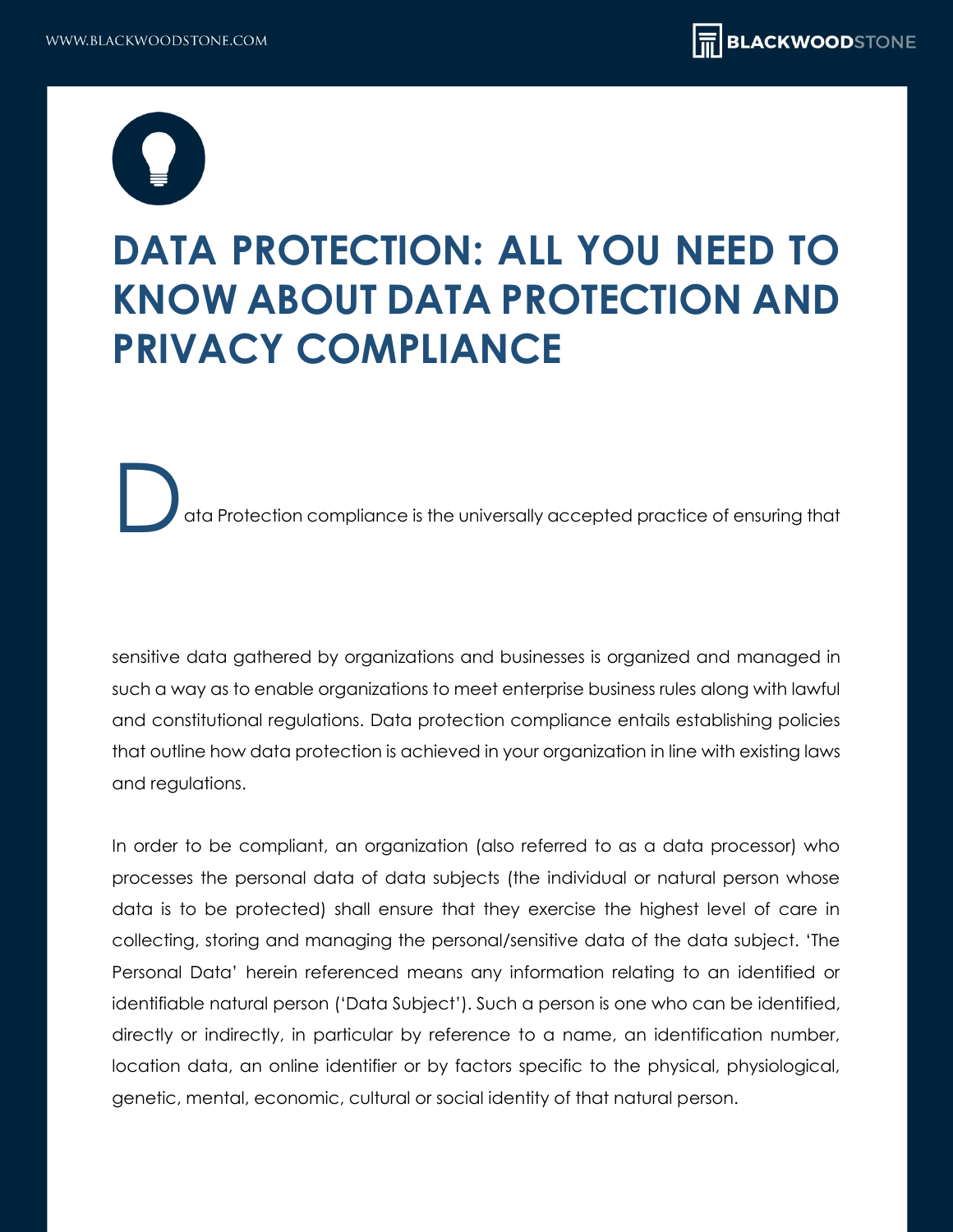# DATA PROTECTION: ALL YOU NEED TO KNOW ABOUT DATA PROTECTION AND PRIVACY COMPLIANCE

Data Protection compliance is the universally accepted practice of ensuring that sensitive data gathered by organizations and businesses is organized and managed in such a way as to enable organizations to meet enterprise business rules along with lawful and constitutional regulations. Data protection compliance entails establishing policies that outline how data protection is achieved in your organization in line with existing laws and regulations.

In order to be compliant, an organization (also referred to as a data processor) who processes the personal data of data subjects (the individual or natural person whose data is to be protected) shall ensure that they exercise the highest level of care in collecting, storing and managing the personal/sensitive data of the data subject. 'The Personal Data' herein referenced means any information relating to an identified or identifiable natural person ('Data Subject'). Such a person is one who can be identified, directly or indirectly, in particular by reference to a name, an identification number, location data, an online identifier or by factors specific to the physical, physiological, genetic, mental, economic, cultural or social identity of that natural person.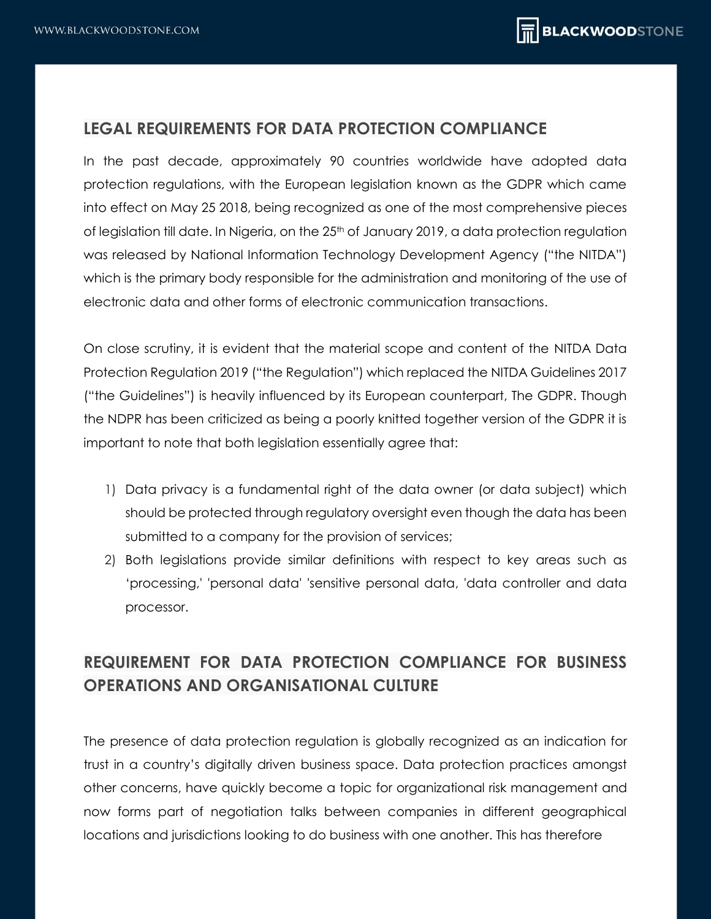## LEGAL REQUIREMENTS FOR DATA PROTECTION COMPLIANCE

In the past decade, approximately 90 countries worldwide have adopted data protection regulations, with the European legislation known as the GDPR which came into effect on May 25 2018, being recognized as one of the most comprehensive pieces of legislation till date. In Nigeria, on the 25th of January 2019, a data protection regulation was released by National Information Technology Development Agency ("the NITDA") which is the primary body responsible for the administration and monitoring of the use of electronic data and other forms of electronic communication transactions.

On close scrutiny, it is evident that the material scope and content of the NITDA Data Protection Regulation 2019 ("the Regulation") which replaced the NITDA Guidelines 2017 ("the Guidelines") is heavily influenced by its European counterpart, The GDPR. Though the NDPR has been criticized as being a poorly knitted together version of the GDPR it is important to note that both legislation essentially agree that:

1) Data privacy is a fundamental right of the data owner (or data subject) which should be protected through regulatory oversight even though the data has been submitted to a company for the provision of services;
2) Both legislations provide similar definitions with respect to key areas such as 'processing,' 'personal data' 'sensitive personal data, 'data controller and data processor.

## REQUIREMENT FOR DATA PROTECTION COMPLIANCE FOR BUSINESS OPERATIONS AND ORGANISATIONAL CULTURE

The presence of data protection regulation is globally recognized as an indication for trust in a country's digitally driven business space. Data protection practices amongst other concerns, have quickly become a topic for organizational risk management and now forms part of negotiation talks between companies in different geographical locations and jurisdictions looking to do business with one another. This has therefore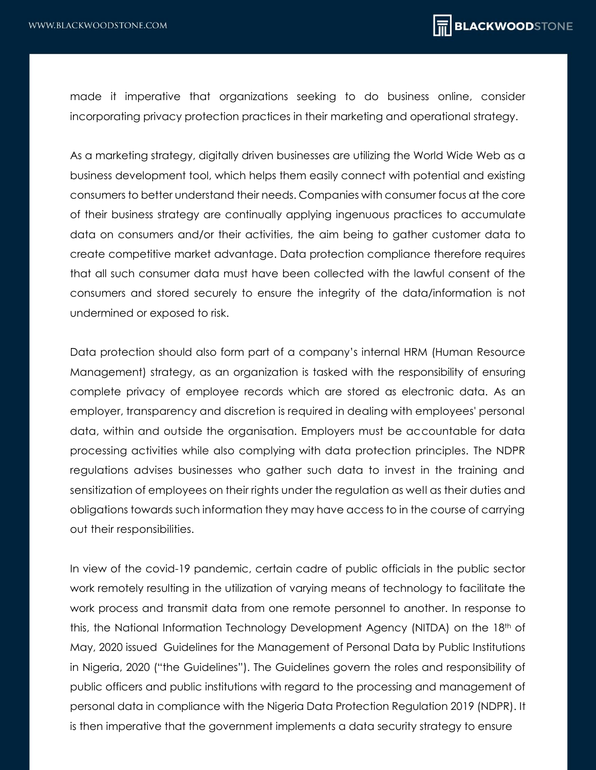made it imperative that organizations seeking to do business online, consider incorporating privacy protection practices in their marketing and operational strategy.

As a marketing strategy, digitally driven businesses are utilizing the World Wide Web as a business development tool, which helps them easily connect with potential and existing consumers to better understand their needs. Companies with consumer focus at the core of their business strategy are continually applying ingenuous practices to accumulate data on consumers and/or their activities, the aim being to gather customer data to create competitive market advantage. Data protection compliance therefore requires that all such consumer data must have been collected with the lawful consent of the consumers and stored securely to ensure the integrity of the data/information is not undermined or exposed to risk.

Data protection should also form part of a company's internal HRM (Human Resource Management) strategy, as an organization is tasked with the responsibility of ensuring complete privacy of employee records which are stored as electronic data. As an employer, transparency and discretion is required in dealing with employees' personal data, within and outside the organisation. Employers must be accountable for data processing activities while also complying with data protection principles. The NDPR regulations advises businesses who gather such data to invest in the training and sensitization of employees on their rights under the regulation as well as their duties and obligations towards such information they may have access to in the course of carrying out their responsibilities.

In view of the covid-19 pandemic, certain cadre of public officials in the public sector work remotely resulting in the utilization of varying means of technology to facilitate the work process and transmit data from one remote personnel to another. In response to this, the National Information Technology Development Agency (NITDA) on the 18th of May, 2020 issued Guidelines for the Management of Personal Data by Public Institutions in Nigeria, 2020 ("the Guidelines"). The Guidelines govern the roles and responsibility of public officers and public institutions with regard to the processing and management of personal data in compliance with the Nigeria Data Protection Regulation 2019 (NDPR). It is then imperative that the government implements a data security strategy to ensure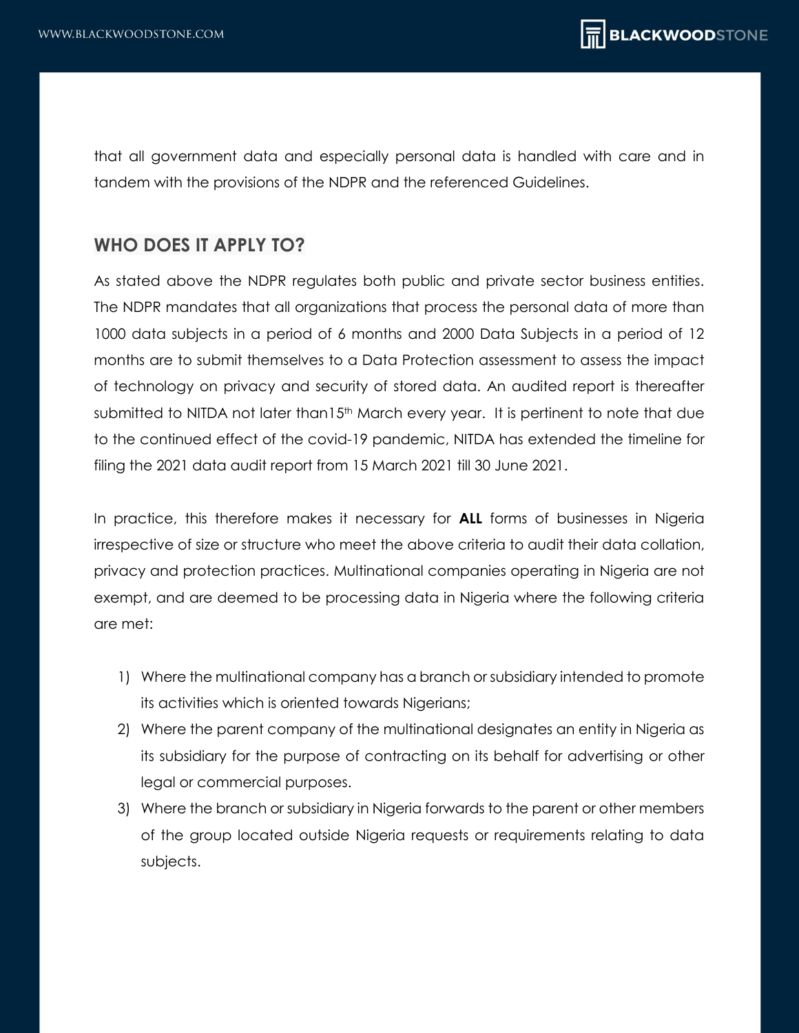that all government data and especially personal data is handled with care and in tandem with the provisions of the NDPR and the referenced Guidelines.

## WHO DOES IT APPLY TO?

As stated above the NDPR regulates both public and private sector business entities. The NDPR mandates that all organizations that process the personal data of more than 1000 data subjects in a period of 6 months and 2000 Data Subjects in a period of 12 months are to submit themselves to a Data Protection assessment to assess the impact of technology on privacy and security of stored data. An audited report is thereafter submitted to NITDA not later than15th March every year. It is pertinent to note that due to the continued effect of the covid-19 pandemic, NITDA has extended the timeline for filing the 2021 data audit report from 15 March 2021 till 30 June 2021.

In practice, this therefore makes it necessary for **ALL** forms of businesses in Nigeria irrespective of size or structure who meet the above criteria to audit their data collation, privacy and protection practices. Multinational companies operating in Nigeria are not exempt, and are deemed to be processing data in Nigeria where the following criteria are met:

1) Where the multinational company has a branch or subsidiary intended to promote its activities which is oriented towards Nigerians;
2) Where the parent company of the multinational designates an entity in Nigeria as its subsidiary for the purpose of contracting on its behalf for advertising or other legal or commercial purposes.
3) Where the branch or subsidiary in Nigeria forwards to the parent or other members of the group located outside Nigeria requests or requirements relating to data subjects.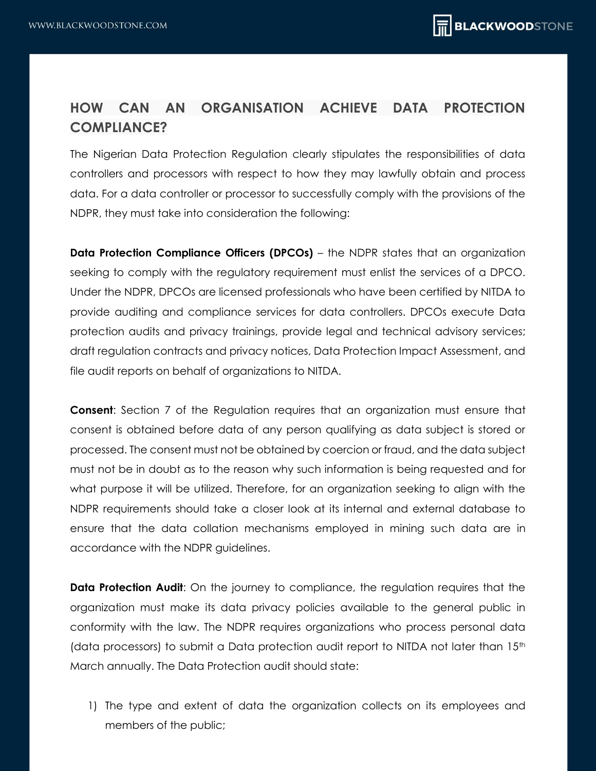## HOW CAN AN ORGANISATION ACHIEVE DATA PROTECTION COMPLIANCE?

The Nigerian Data Protection Regulation clearly stipulates the responsibilities of data controllers and processors with respect to how they may lawfully obtain and process data. For a data controller or processor to successfully comply with the provisions of the NDPR, they must take into consideration the following:

**Data Protection Compliance Officers (DPCOs)** – the NDPR states that an organization seeking to comply with the regulatory requirement must enlist the services of a DPCO. Under the NDPR, DPCOs are licensed professionals who have been certified by NITDA to provide auditing and compliance services for data controllers. DPCOs execute Data protection audits and privacy trainings, provide legal and technical advisory services; draft regulation contracts and privacy notices, Data Protection Impact Assessment, and file audit reports on behalf of organizations to NITDA.

**Consent**: Section 7 of the Regulation requires that an organization must ensure that consent is obtained before data of any person qualifying as data subject is stored or processed. The consent must not be obtained by coercion or fraud, and the data subject must not be in doubt as to the reason why such information is being requested and for what purpose it will be utilized. Therefore, for an organization seeking to align with the NDPR requirements should take a closer look at its internal and external database to ensure that the data collation mechanisms employed in mining such data are in accordance with the NDPR guidelines.

**Data Protection Audit**: On the journey to compliance, the regulation requires that the organization must make its data privacy policies available to the general public in conformity with the law. The NDPR requires organizations who process personal data (data processors) to submit a Data protection audit report to NITDA not later than 15th March annually. The Data Protection audit should state:

1) The type and extent of data the organization collects on its employees and members of the public;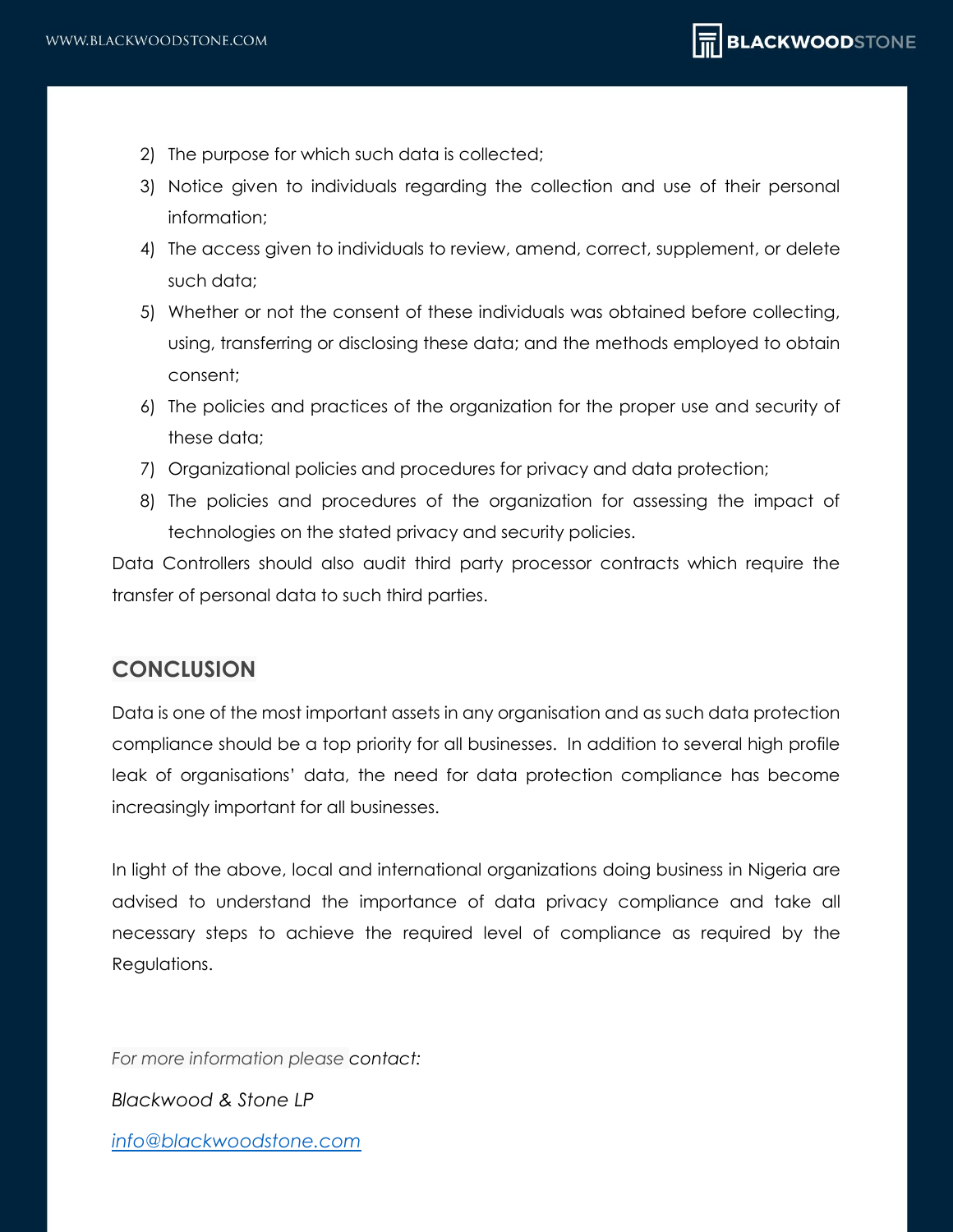2) The purpose for which such data is collected;
3) Notice given to individuals regarding the collection and use of their personal information;
4) The access given to individuals to review, amend, correct, supplement, or delete such data;
5) Whether or not the consent of these individuals was obtained before collecting, using, transferring or disclosing these data; and the methods employed to obtain consent;
6) The policies and practices of the organization for the proper use and security of these data;
7) Organizational policies and procedures for privacy and data protection;
8) The policies and procedures of the organization for assessing the impact of technologies on the stated privacy and security policies.

Data Controllers should also audit third party processor contracts which require the transfer of personal data to such third parties.

## CONCLUSION

Data is one of the most important assets in any organisation and as such data protection compliance should be a top priority for all businesses. In addition to several high profile leak of organisations' data, the need for data protection compliance has become increasingly important for all businesses.

In light of the above, local and international organizations doing business in Nigeria are advised to understand the importance of data privacy compliance and take all necessary steps to achieve the required level of compliance as required by the Regulations.

*For more information please contact:*

*Blackwood & Stone LP*

*[info@blackwoodstone.com](mailto:info@blackwoodstone.com)*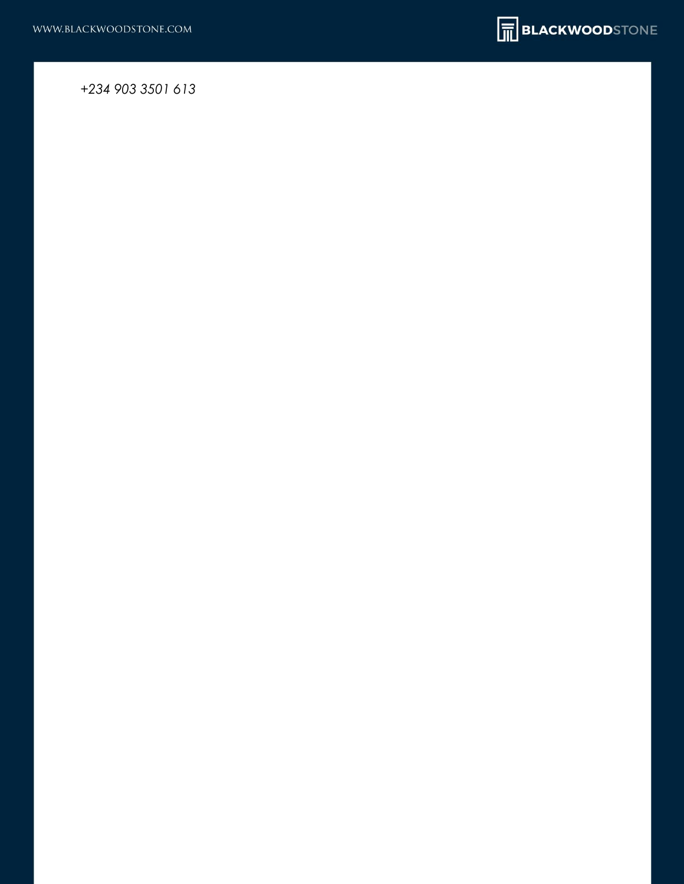*+234 903 3501 613*